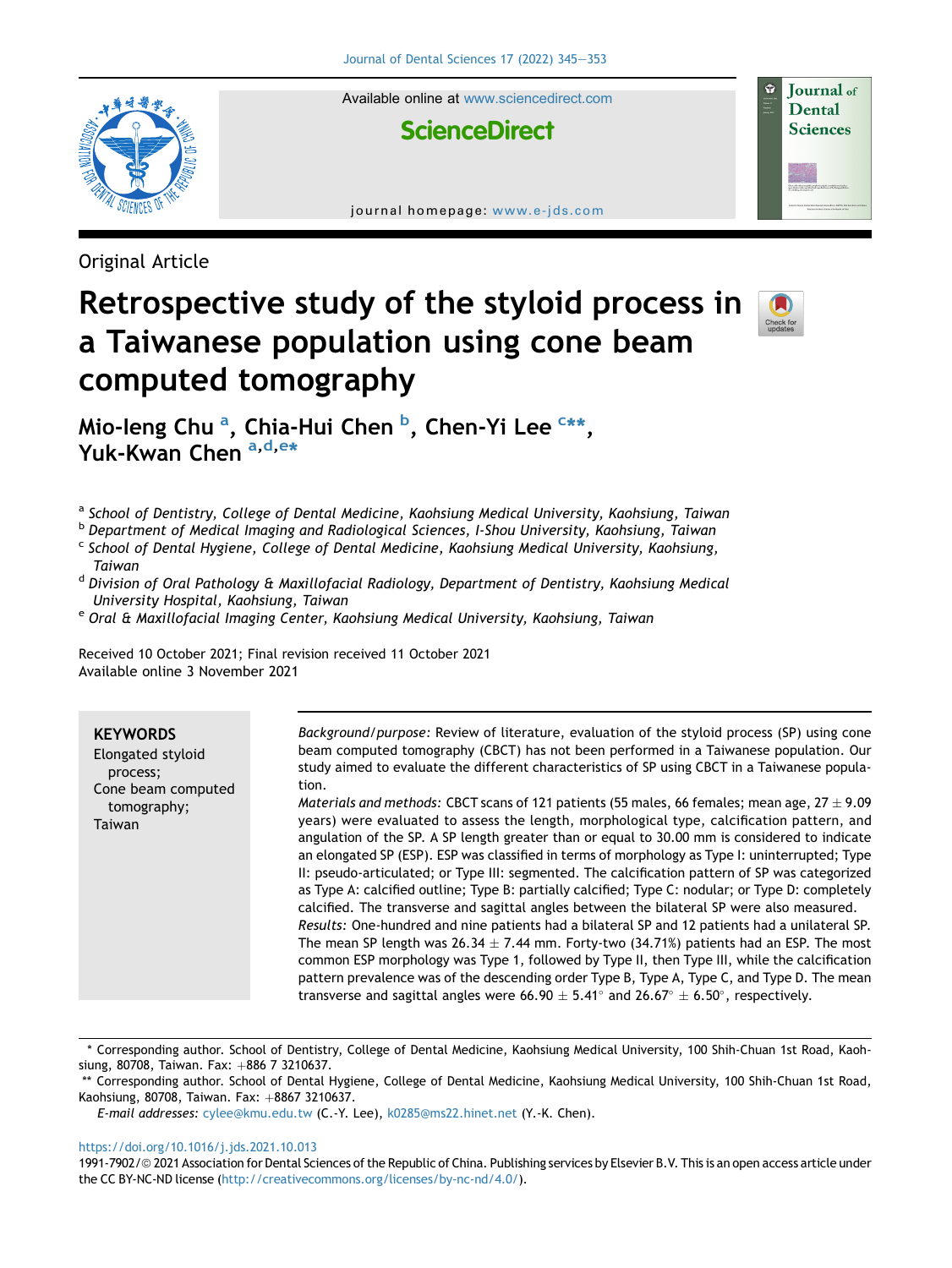Original Article

# Retrospective study of the styloid process in a Taiwanese population using cone beam computed tomography

**Mio-Ieng Chu [a], Chia-Hui Chen [b], Chen-Yi Lee [c**], Yuk-Kwan Chen [a,d,e*]**

[a] *School of Dentistry, College of Dental Medicine, Kaohsiung Medical University, Kaohsiung, Taiwan*
[b] *Department of Medical Imaging and Radiological Sciences, I-Shou University, Kaohsiung, Taiwan*
[c] *School of Dental Hygiene, College of Dental Medicine, Kaohsiung Medical University, Kaohsiung, Taiwan*
[d] *Division of Oral Pathology & Maxillofacial Radiology, Department of Dentistry, Kaohsiung Medical University Hospital, Kaohsiung, Taiwan*
[e] *Oral & Maxillofacial Imaging Center, Kaohsiung Medical University, Kaohsiung, Taiwan*

Received 10 October 2021; Final revision received 11 October 2021
Available online 3 November 2021

**KEYWORDS**
Elongated styloid process;
Cone beam computed tomography;
Taiwan

*Background/purpose:* Review of literature, evaluation of the styloid process (SP) using cone beam computed tomography (CBCT) has not been performed in a Taiwanese population. Our study aimed to evaluate the different characteristics of SP using CBCT in a Taiwanese population.

*Materials and methods:* CBCT scans of 121 patients (55 males, 66 females; mean age, 27 ± 9.09 years) were evaluated to assess the length, morphological type, calcification pattern, and angulation of the SP. A SP length greater than or equal to 30.00 mm is considered to indicate an elongated SP (ESP). ESP was classified in terms of morphology as Type I: uninterrupted; Type II: pseudo-articulated; or Type III: segmented. The calcification pattern of SP was categorized as Type A: calcified outline; Type B: partially calcified; Type C: nodular; or Type D: completely calcified. The transverse and sagittal angles between the bilateral SP were also measured.

*Results:* One-hundred and nine patients had a bilateral SP and 12 patients had a unilateral SP. The mean SP length was 26.34 ± 7.44 mm. Forty-two (34.71%) patients had an ESP. The most common ESP morphology was Type 1, followed by Type II, then Type III, while the calcification pattern prevalence was of the descending order Type B, Type A, Type C, and Type D. The mean transverse and sagittal angles were 66.90 ± 5.41° and 26.67° ± 6.50°, respectively.

\* Corresponding author. School of Dentistry, College of Dental Medicine, Kaohsiung Medical University, 100 Shih-Chuan 1st Road, Kaohsiung, 80708, Taiwan. Fax: +886 7 3210637.
\*\* Corresponding author. School of Dental Hygiene, College of Dental Medicine, Kaohsiung Medical University, 100 Shih-Chuan 1st Road, Kaohsiung, 80708, Taiwan. Fax: +8867 3210637.
*E-mail addresses:* cylee@kmu.edu.tw (C.-Y. Lee), k0285@ms22.hinet.net (Y.-K. Chen).

https://doi.org/10.1016/j.jds.2021.10.013
1991-7902/© 2021 Association for Dental Sciences of the Republic of China. Publishing services by Elsevier B.V. This is an open access article under the CC BY-NC-ND license (http://creativecommons.org/licenses/by-nc-nd/4.0/).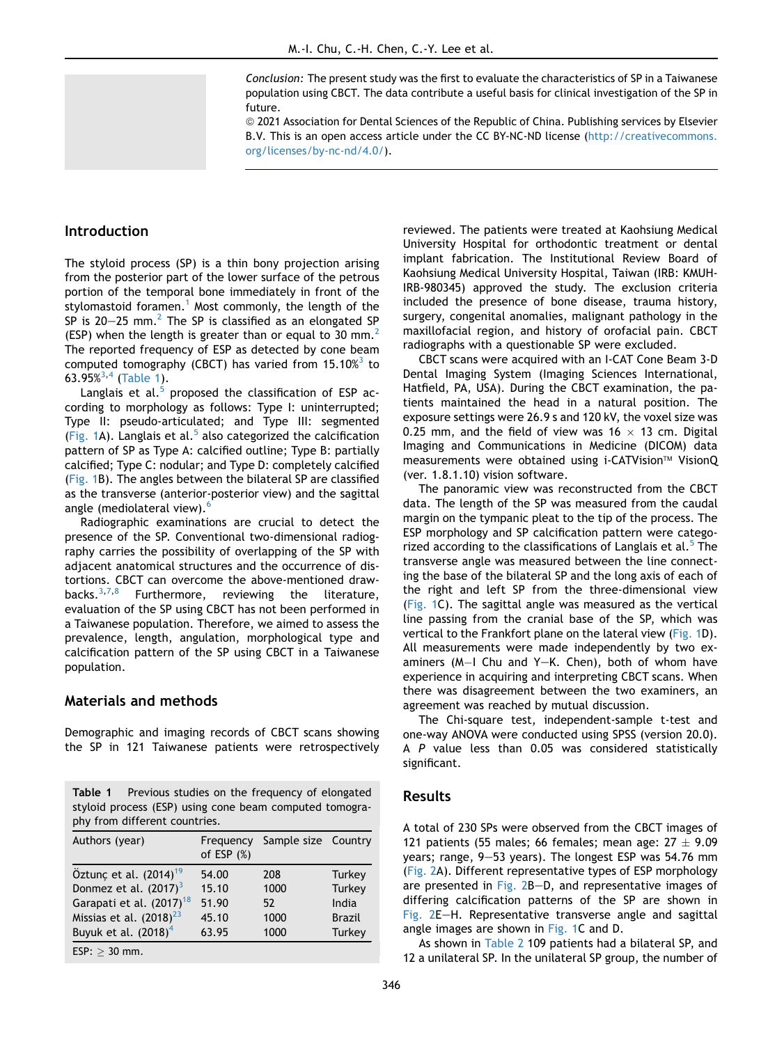*Conclusion:* The present study was the first to evaluate the characteristics of SP in a Taiwanese population using CBCT. The data contribute a useful basis for clinical investigation of the SP in future.

© 2021 Association for Dental Sciences of the Republic of China. Publishing services by Elsevier B.V. This is an open access article under the CC BY-NC-ND license (http://creativecommons.org/licenses/by-nc-nd/4.0/).

## Introduction

The styloid process (SP) is a thin bony projection arising from the posterior part of the lower surface of the petrous portion of the temporal bone immediately in front of the stylomastoid foramen.[1] Most commonly, the length of the SP is 20–25 mm.[2] The SP is classified as an elongated SP (ESP) when the length is greater than or equal to 30 mm.[2] The reported frequency of ESP as detected by cone beam computed tomography (CBCT) has varied from 15.10%[3] to 63.95%[3,4] (Table 1).

Langlais et al.[5] proposed the classification of ESP according to morphology as follows: Type I: uninterrupted; Type II: pseudo-articulated; and Type III: segmented (Fig. 1A). Langlais et al.[5] also categorized the calcification pattern of SP as Type A: calcified outline; Type B: partially calcified; Type C: nodular; and Type D: completely calcified (Fig. 1B). The angles between the bilateral SP are classified as the transverse (anterior-posterior view) and the sagittal angle (mediolateral view).[6]

Radiographic examinations are crucial to detect the presence of the SP. Conventional two-dimensional radiography carries the possibility of overlapping of the SP with adjacent anatomical structures and the occurrence of distortions. CBCT can overcome the above-mentioned drawbacks.[3,7,8] Furthermore, reviewing the literature, evaluation of the SP using CBCT has not been performed in a Taiwanese population. Therefore, we aimed to assess the prevalence, length, angulation, morphological type and calcification pattern of the SP using CBCT in a Taiwanese population.

## Materials and methods

Demographic and imaging records of CBCT scans showing the SP in 121 Taiwanese patients were retrospectively reviewed. The patients were treated at Kaohsiung Medical University Hospital for orthodontic treatment or dental implant fabrication. The Institutional Review Board of Kaohsiung Medical University Hospital, Taiwan (IRB: KMUH-IRB-980345) approved the study. The exclusion criteria included the presence of bone disease, trauma history, surgery, congenital anomalies, malignant pathology in the maxillofacial region, and history of orofacial pain. CBCT radiographs with a questionable SP were excluded.

CBCT scans were acquired with an I-CAT Cone Beam 3-D Dental Imaging System (Imaging Sciences International, Hatfield, PA, USA). During the CBCT examination, the patients maintained the head in a natural position. The exposure settings were 26.9 s and 120 kV, the voxel size was 0.25 mm, and the field of view was 16 × 13 cm. Digital Imaging and Communications in Medicine (DICOM) data measurements were obtained using i-CATVision™ VisionQ (ver. 1.8.1.10) vision software.

The panoramic view was reconstructed from the CBCT data. The length of the SP was measured from the caudal margin on the tympanic pleat to the tip of the process. The ESP morphology and SP calcification pattern were categorized according to the classifications of Langlais et al.[5] The transverse angle was measured between the line connecting the base of the bilateral SP and the long axis of each of the right and left SP from the three-dimensional view (Fig. 1C). The sagittal angle was measured as the vertical line passing from the cranial base of the SP, which was vertical to the Frankfort plane on the lateral view (Fig. 1D). All measurements were made independently by two examiners (M–I Chu and Y–K. Chen), both of whom have experience in acquiring and interpreting CBCT scans. When there was disagreement between the two examiners, an agreement was reached by mutual discussion.

The Chi-square test, independent-sample t-test and one-way ANOVA were conducted using SPSS (version 20.0). A $P$ value less than 0.05 was considered statistically significant.

**Table 1** Previous studies on the frequency of elongated styloid process (ESP) using cone beam computed tomography from different countries.

| Authors (year) | Frequency of ESP (%) | Sample size | Country |
|---|---|---|---|
| Öztunç et al. (2014)[19] | 54.00 | 208 | Turkey |
| Donmez et al. (2017)[3] | 15.10 | 1000 | Turkey |
| Garapati et al. (2017)[18] | 51.90 | 52 | India |
| Missias et al. (2018)[23] | 45.10 | 1000 | Brazil |
| Buyuk et al. (2018)[4] | 63.95 | 1000 | Turkey |

ESP: ≥ 30 mm.

## Results

A total of 230 SPs were observed from the CBCT images of 121 patients (55 males; 66 females; mean age: 27 ± 9.09 years; range, 9–53 years). The longest ESP was 54.76 mm (Fig. 2A). Different representative types of ESP morphology are presented in Fig. 2B–D, and representative images of differing calcification patterns of the SP are shown in Fig. 2E–H. Representative transverse angle and sagittal angle images are shown in Fig. 1C and D.

As shown in Table 2 109 patients had a bilateral SP, and 12 a unilateral SP. In the unilateral SP group, the number of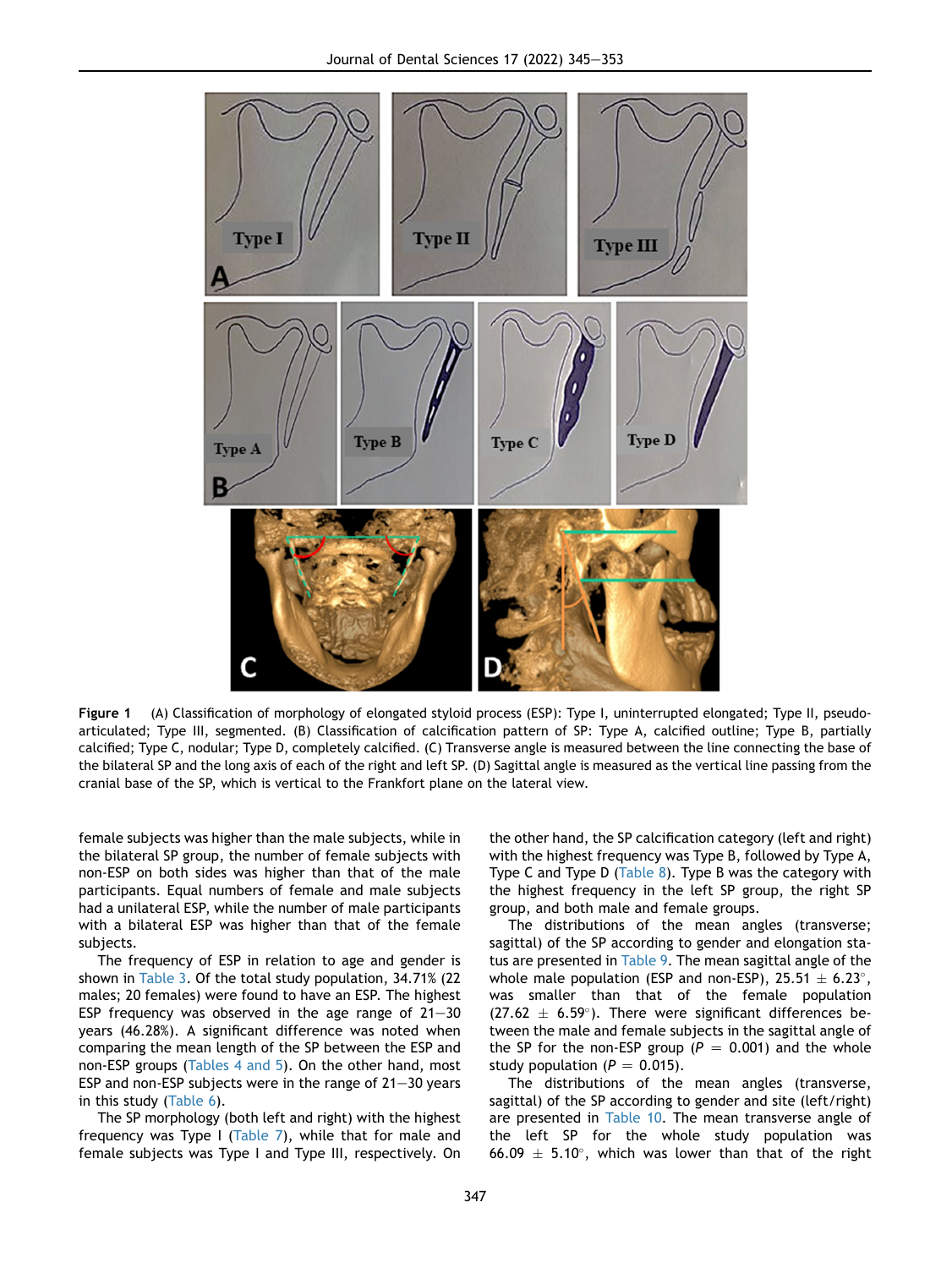**Figure 1** (A) Classification of morphology of elongated styloid process (ESP): Type I, uninterrupted elongated; Type II, pseudo-articulated; Type III, segmented. (B) Classification of calcification pattern of SP: Type A, calcified outline; Type B, partially calcified; Type C, nodular; Type D, completely calcified. (C) Transverse angle is measured between the line connecting the base of the bilateral SP and the long axis of each of the right and left SP. (D) Sagittal angle is measured as the vertical line passing from the cranial base of the SP, which is vertical to the Frankfort plane on the lateral view.

female subjects was higher than the male subjects, while in the bilateral SP group, the number of female subjects with non-ESP on both sides was higher than that of the male participants. Equal numbers of female and male subjects had a unilateral ESP, while the number of male participants with a bilateral ESP was higher than that of the female subjects.

The frequency of ESP in relation to age and gender is shown in Table 3. Of the total study population, 34.71% (22 males; 20 females) were found to have an ESP. The highest ESP frequency was observed in the age range of 21–30 years (46.28%). A significant difference was noted when comparing the mean length of the SP between the ESP and non-ESP groups (Tables 4 and 5). On the other hand, most ESP and non-ESP subjects were in the range of 21–30 years in this study (Table 6).

The SP morphology (both left and right) with the highest frequency was Type I (Table 7), while that for male and female subjects was Type I and Type III, respectively. On the other hand, the SP calcification category (left and right) with the highest frequency was Type B, followed by Type A, Type C and Type D (Table 8). Type B was the category with the highest frequency in the left SP group, the right SP group, and both male and female groups.

The distributions of the mean angles (transverse; sagittal) of the SP according to gender and elongation status are presented in Table 9. The mean sagittal angle of the whole male population (ESP and non-ESP), 25.51 ± 6.23°, was smaller than that of the female population (27.62 ± 6.59°). There were significant differences between the male and female subjects in the sagittal angle of the SP for the non-ESP group ($P = 0.001$) and the whole study population ($P = 0.015$).

The distributions of the mean angles (transverse, sagittal) of the SP according to gender and site (left/right) are presented in Table 10. The mean transverse angle of the left SP for the whole study population was 66.09 ± 5.10°, which was lower than that of the right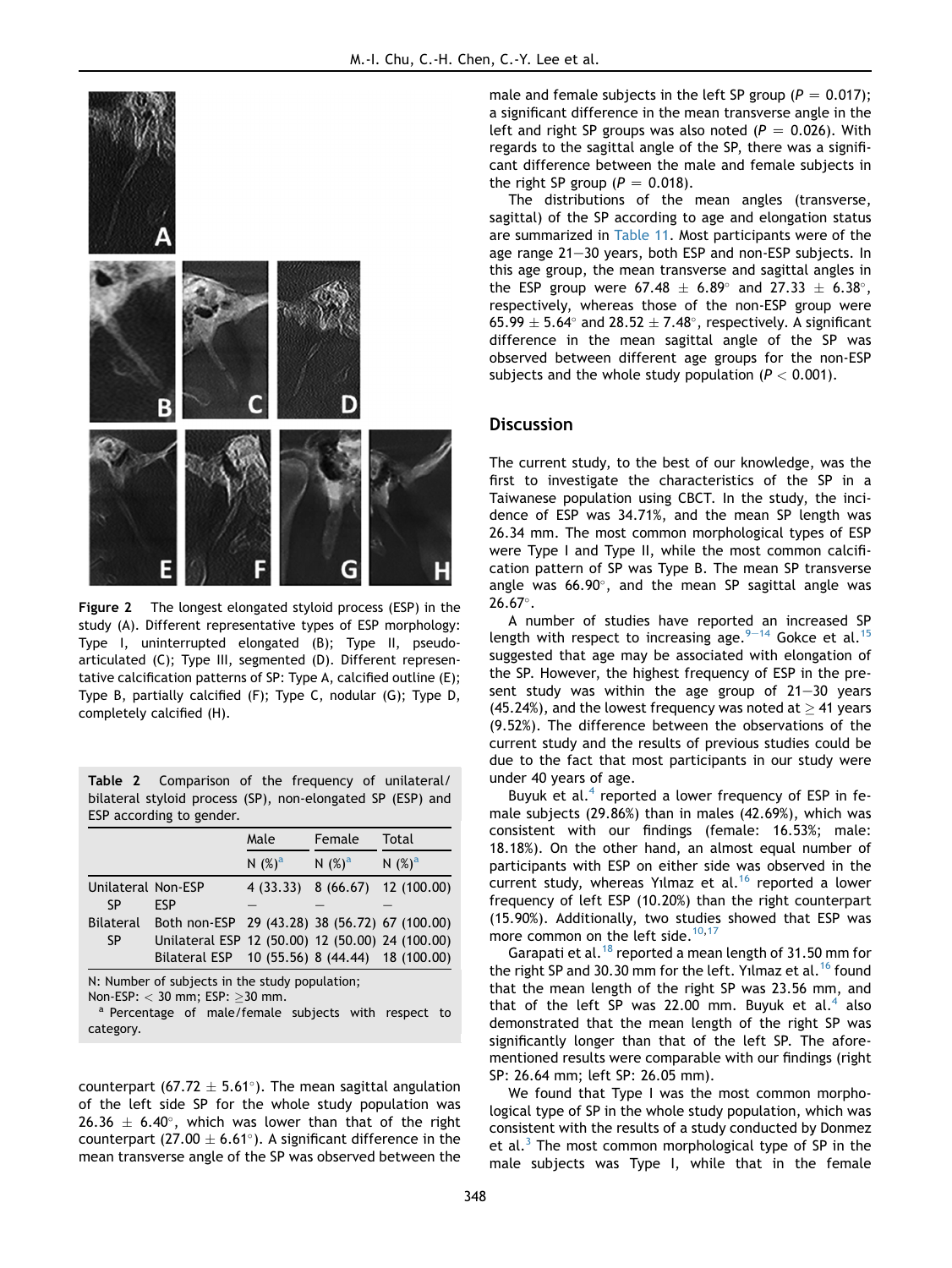Figure 2 The longest elongated styloid process (ESP) in the study (A). Different representative types of ESP morphology: Type I, uninterrupted elongated (B); Type II, pseudo-articulated (C); Type III, segmented (D). Different representative calcification patterns of SP: Type A, calcified outline (E); Type B, partially calcified (F); Type C, nodular (G); Type D, completely calcified (H).

Table 2 Comparison of the frequency of unilateral/bilateral styloid process (SP), non-elongated SP (ESP) and ESP according to gender.

| | | Male | Female | Total |
|---|---|---|---|---|
| | | N (%)[a] | N (%)[a] | N (%)[a] |
| Unilateral SP | Non-ESP | 4 (33.33) | 8 (66.67) | 12 (100.00) |
| | ESP | — | — | — |
| Bilateral SP | Both non-ESP | 29 (43.28) | 38 (56.72) | 67 (100.00) |
| | Unilateral ESP | 12 (50.00) | 12 (50.00) | 24 (100.00) |
| | Bilateral ESP | 10 (55.56) | 8 (44.44) | 18 (100.00) |

N: Number of subjects in the study population;
Non-ESP: < 30 mm; ESP: ≥30 mm.
[a] Percentage of male/female subjects with respect to category.

counterpart (67.72 ± 5.61°). The mean sagittal angulation of the left side SP for the whole study population was 26.36 ± 6.40°, which was lower than that of the right counterpart (27.00 ± 6.61°). A significant difference in the mean transverse angle of the SP was observed between the male and female subjects in the left SP group ($P = 0.017$); a significant difference in the mean transverse angle in the left and right SP groups was also noted ($P = 0.026$). With regards to the sagittal angle of the SP, there was a significant difference between the male and female subjects in the right SP group ($P = 0.018$).

The distributions of the mean angles (transverse, sagittal) of the SP according to age and elongation status are summarized in Table 11. Most participants were of the age range 21−30 years, both ESP and non-ESP subjects. In this age group, the mean transverse and sagittal angles in the ESP group were 67.48 ± 6.89° and 27.33 ± 6.38°, respectively, whereas those of the non-ESP group were 65.99 ± 5.64° and 28.52 ± 7.48°, respectively. A significant difference in the mean sagittal angle of the SP was observed between different age groups for the non-ESP subjects and the whole study population ($P < 0.001$).

## Discussion

The current study, to the best of our knowledge, was the first to investigate the characteristics of the SP in a Taiwanese population using CBCT. In the study, the incidence of ESP was 34.71%, and the mean SP length was 26.34 mm. The most common morphological types of ESP were Type I and Type II, while the most common calcification pattern of SP was Type B. The mean SP transverse angle was 66.90°, and the mean SP sagittal angle was 26.67°.

A number of studies have reported an increased SP length with respect to increasing age.[9−14] Gokce et al.[15] suggested that age may be associated with elongation of the SP. However, the highest frequency of ESP in the present study was within the age group of 21−30 years (45.24%), and the lowest frequency was noted at ≥ 41 years (9.52%). The difference between the observations of the current study and the results of previous studies could be due to the fact that most participants in our study were under 40 years of age.

Buyuk et al.[4] reported a lower frequency of ESP in female subjects (29.86%) than in males (42.69%), which was consistent with our findings (female: 16.53%; male: 18.18%). On the other hand, an almost equal number of participants with ESP on either side was observed in the current study, whereas Yılmaz et al.[16] reported a lower frequency of left ESP (10.20%) than the right counterpart (15.90%). Additionally, two studies showed that ESP was more common on the left side.[10,17]

Garapati et al.[18] reported a mean length of 31.50 mm for the right SP and 30.30 mm for the left. Yılmaz et al.[16] found that the mean length of the right SP was 23.56 mm, and that of the left SP was 22.00 mm. Buyuk et al.[4] also demonstrated that the mean length of the right SP was significantly longer than that of the left SP. The aforementioned results were comparable with our findings (right SP: 26.64 mm; left SP: 26.05 mm).

We found that Type I was the most common morphological type of SP in the whole study population, which was consistent with the results of a study conducted by Donmez et al.[3] The most common morphological type of SP in the male subjects was Type I, while that in the female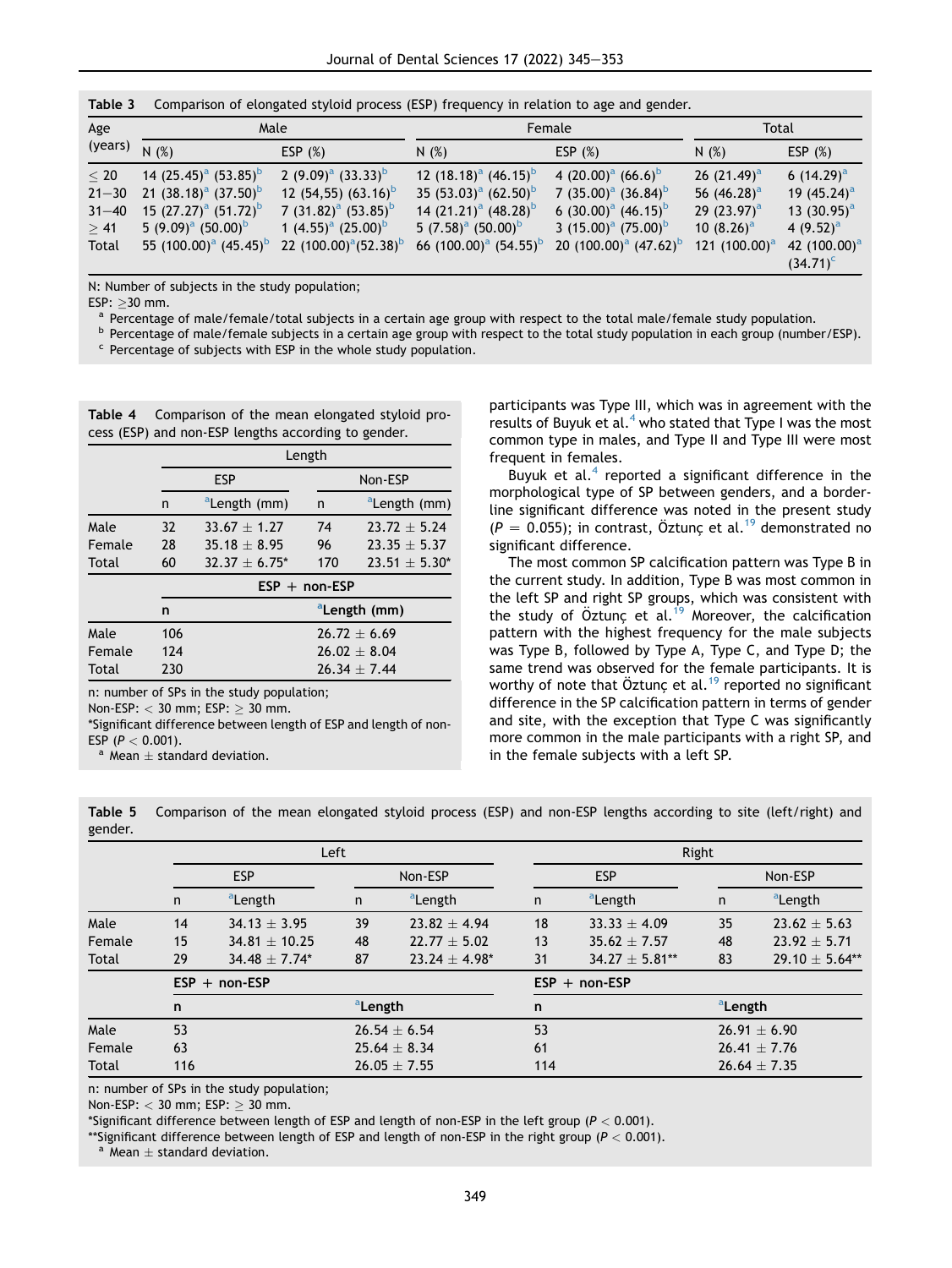**Table 3** Comparison of elongated styloid process (ESP) frequency in relation to age and gender.

| Age (years) | Male | | Female | | Total | |
|---|---|---|---|---|---|---|
| | N (%) | ESP (%) | N (%) | ESP (%) | N (%) | ESP (%) |
| ≤ 20 | 14 (25.45)[a] (53.85)[b] | 2 (9.09)[a] (33.33)[b] | 12 (18.18)[a] (46.15)[b] | 4 (20.00)[a] (66.6)[b] | 26 (21.49)[a] | 6 (14.29)[a] |
| 21−30 | 21 (38.18)[a] (37.50)[b] | 12 (54,55) (63.16)[b] | 35 (53.03)[a] (62.50)[b] | 7 (35.00)[a] (36.84)[b] | 56 (46.28)[a] | 19 (45.24)[a] |
| 31−40 | 15 (27.27)[a] (51.72)[b] | 7 (31.82)[a] (53.85)[b] | 14 (21.21)[a] (48.28)[b] | 6 (30.00)[a] (46.15)[b] | 29 (23.97)[a] | 13 (30.95)[a] |
| ≥ 41 | 5 (9.09)[a] (50.00)[b] | 1 (4.55)[a] (25.00)[b] | 5 (7.58)[a] (50.00)[b] | 3 (15.00)[a] (75.00)[b] | 10 (8.26)[a] | 4 (9.52)[a] |
| Total | 55 (100.00)[a] (45.45)[b] | 22 (100.00)[a](52.38)[b] | 66 (100.00)[a] (54.55)[b] | 20 (100.00)[a] (47.62)[b] | 121 (100.00)[a] | 42 (100.00)[a] (34.71)[c] |

N: Number of subjects in the study population;
ESP: ≥30 mm.
[a] Percentage of male/female/total subjects in a certain age group with respect to the total male/female study population.
[b] Percentage of male/female subjects in a certain age group with respect to the total study population in each group (number/ESP).
[c] Percentage of subjects with ESP in the whole study population.

**Table 4** Comparison of the mean elongated styloid process (ESP) and non-ESP lengths according to gender.

| | Length | | | |
|---|---|---|---|---|
| | ESP | | Non-ESP | |
| | n | [a]Length (mm) | n | [a]Length (mm) |
| Male | 32 | 33.67 ± 1.27 | 74 | 23.72 ± 5.24 |
| Female | 28 | 35.18 ± 8.95 | 96 | 23.35 ± 5.37 |
| Total | 60 | 32.37 ± 6.75* | 170 | 23.51 ± 5.30* |
| | ESP + non-ESP | | | |
| | n | | [a]Length (mm) | |
| Male | 106 | | 26.72 ± 6.69 | |
| Female | 124 | | 26.02 ± 8.04 | |
| Total | 230 | | 26.34 ± 7.44 | |

n: number of SPs in the study population;
Non-ESP: < 30 mm; ESP: ≥ 30 mm.
*Significant difference between length of ESP and length of non-ESP ($P < 0.001$).
[a] Mean ± standard deviation.

participants was Type III, which was in agreement with the results of Buyuk et al.[4] who stated that Type I was the most common type in males, and Type II and Type III were most frequent in females.

Buyuk et al.[4] reported a significant difference in the morphological type of SP between genders, and a borderline significant difference was noted in the present study ($P = 0.055$); in contrast, Öztunç et al.[19] demonstrated no significant difference.

The most common SP calcification pattern was Type B in the current study. In addition, Type B was most common in the left SP and right SP groups, which was consistent with the study of Öztunç et al.[19] Moreover, the calcification pattern with the highest frequency for the male subjects was Type B, followed by Type A, Type C, and Type D; the same trend was observed for the female participants. It is worthy of note that Öztunç et al.[19] reported no significant difference in the SP calcification pattern in terms of gender and site, with the exception that Type C was significantly more common in the male participants with a right SP, and in the female subjects with a left SP.

**Table 5** Comparison of the mean elongated styloid process (ESP) and non-ESP lengths according to site (left/right) and gender.

| | Left | | | | Right | | | |
|---|---|---|---|---|---|---|---|---|
| | ESP | | Non-ESP | | ESP | | Non-ESP | |
| | n | [a]Length | n | [a]Length | n | [a]Length | n | [a]Length |
| Male | 14 | 34.13 ± 3.95 | 39 | 23.82 ± 4.94 | 18 | 33.33 ± 4.09 | 35 | 23.62 ± 5.63 |
| Female | 15 | 34.81 ± 10.25 | 48 | 22.77 ± 5.02 | 13 | 35.62 ± 7.57 | 48 | 23.92 ± 5.71 |
| Total | 29 | 34.48 ± 7.74* | 87 | 23.24 ± 4.98* | 31 | 34.27 ± 5.81** | 83 | 29.10 ± 5.64** |
| | ESP + non-ESP | | | | ESP + non-ESP | | | |
| | n | | [a]Length | | n | | [a]Length | |
| Male | 53 | | 26.54 ± 6.54 | | 53 | | 26.91 ± 6.90 | |
| Female | 63 | | 25.64 ± 8.34 | | 61 | | 26.41 ± 7.76 | |
| Total | 116 | | 26.05 ± 7.55 | | 114 | | 26.64 ± 7.35 | |

n: number of SPs in the study population;
Non-ESP: < 30 mm; ESP: ≥ 30 mm.
*Significant difference between length of ESP and length of non-ESP in the left group ($P < 0.001$).
**Significant difference between length of ESP and length of non-ESP in the right group ($P < 0.001$).
[a] Mean ± standard deviation.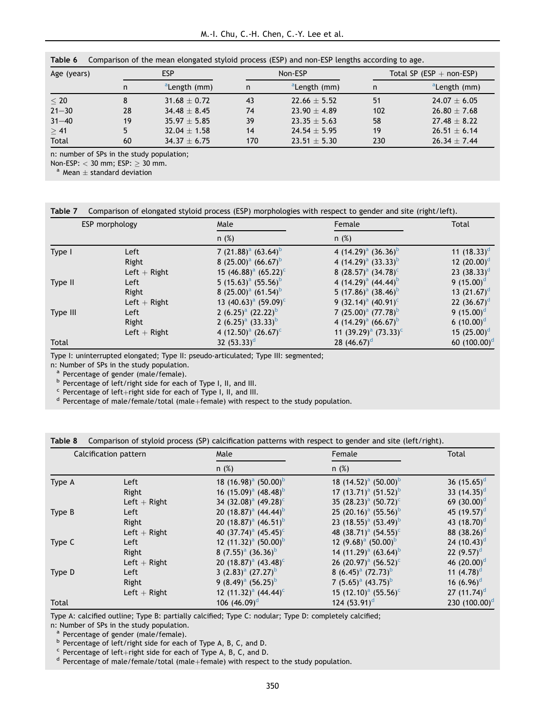**Table 6** Comparison of the mean elongated styloid process (ESP) and non-ESP lengths according to age.

| Age (years) | ESP | | Non-ESP | | Total SP (ESP + non-ESP) | |
|---|---|---|---|---|---|---|
| | n | [a]Length (mm) | n | [a]Length (mm) | n | [a]Length (mm) |
| ≤ 20 | 8 | 31.68 ± 0.72 | 43 | 22.66 ± 5.52 | 51 | 24.07 ± 6.05 |
| 21–30 | 28 | 34.48 ± 8.45 | 74 | 23.90 ± 4.89 | 102 | 26.80 ± 7.68 |
| 31–40 | 19 | 35.97 ± 5.85 | 39 | 23.35 ± 5.63 | 58 | 27.48 ± 8.22 |
| ≥ 41 | 5 | 32.04 ± 1.58 | 14 | 24.54 ± 5.95 | 19 | 26.51 ± 6.14 |
| Total | 60 | 34.37 ± 6.75 | 170 | 23.51 ± 5.30 | 230 | 26.34 ± 7.44 |

n: number of SPs in the study population;
Non-ESP: < 30 mm; ESP: ≥ 30 mm.
[a] Mean ± standard deviation

**Table 7** Comparison of elongated styloid process (ESP) morphologies with respect to gender and site (right/left).

| ESP morphology | | Male | Female | Total |
|---|---|---|---|---|
| | | n (%) | n (%) | |
| Type I | Left | 7 (21.88)[a] (63.64)[b] | 4 (14.29)[a] (36.36)[b] | 11 (18.33)[d] |
| | Right | 8 (25.00)[a] (66.67)[b] | 4 (14.29)[a] (33.33)[b] | 12 (20.00)[d] |
| | Left + Right | 15 (46.88)[a] (65.22)[c] | 8 (28.57)[a] (34.78)[c] | 23 (38.33)[d] |
| Type II | Left | 5 (15.63)[a] (55.56)[b] | 4 (14.29)[a] (44.44)[b] | 9 (15.00)[d] |
| | Right | 8 (25.00)[a] (61.54)[b] | 5 (17.86)[a] (38.46)[b] | 13 (21.67)[d] |
| | Left + Right | 13 (40.63)[a] (59.09)[c] | 9 (32.14)[a] (40.91)[c] | 22 (36.67)[d] |
| Type III | Left | 2 (6.25)[a] (22.22)[b] | 7 (25.00)[a] (77.78)[b] | 9 (15.00)[d] |
| | Right | 2 (6.25)[a] (33.33)[b] | 4 (14.29)[a] (66.67)[b] | 6 (10.00)[d] |
| | Left + Right | 4 (12.50)[a] (26.67)[c] | 11 (39.29)[a] (73.33)[c] | 15 (25.00)[d] |
| Total | | 32 (53.33)[d] | 28 (46.67)[d] | 60 (100.00)[d] |

Type I: uninterrupted elongated; Type II: pseudo-articulated; Type III: segmented;
n: Number of SPs in the study population.
[a] Percentage of gender (male/female).
[b] Percentage of left/right side for each of Type I, II, and III.
[c] Percentage of left+right side for each of Type I, II, and III.
[d] Percentage of male/female/total (male+female) with respect to the study population.

**Table 8** Comparison of styloid process (SP) calcification patterns with respect to gender and site (left/right).

| Calcification pattern | | Male | Female | Total |
|---|---|---|---|---|
| | | n (%) | n (%) | |
| Type A | Left | 18 (16.98)[a] (50.00)[b] | 18 (14.52)[a] (50.00)[b] | 36 (15.65)[d] |
| | Right | 16 (15.09)[a] (48.48)[b] | 17 (13.71)[a] (51.52)[b] | 33 (14.35)[d] |
| | Left + Right | 34 (32.08)[a] (49.28)[c] | 35 (28.23)[a] (50.72)[c] | 69 (30.00)[d] |
| Type B | Left | 20 (18.87)[a] (44.44)[b] | 25 (20.16)[a] (55.56)[b] | 45 (19.57)[d] |
| | Right | 20 (18.87)[a] (46.51)[b] | 23 (18.55)[a] (53.49)[b] | 43 (18.70)[d] |
| | Left + Right | 40 (37.74)[a] (45.45)[c] | 48 (38.71)[a] (54.55)[c] | 88 (38.26)[d] |
| Type C | Left | 12 (11.32)[a] (50.00)[b] | 12 (9.68)[a] (50.00)[b] | 24 (10.43)[d] |
| | Right | 8 (7.55)[a] (36.36)[b] | 14 (11.29)[a] (63.64)[b] | 22 (9.57)[d] |
| | Left + Right | 20 (18.87)[a] (43.48)[c] | 26 (20.97)[a] (56.52)[c] | 46 (20.00)[d] |
| Type D | Left | 3 (2.83)[a] (27.27)[b] | 8 (6.45)[a] (72.73)[b] | 11 (4.78)[d] |
| | Right | 9 (8.49)[a] (56.25)[b] | 7 (5.65)[a] (43.75)[b] | 16 (6.96)[d] |
| | Left + Right | 12 (11.32)[a] (44.44)[c] | 15 (12.10)[a] (55.56)[c] | 27 (11.74)[d] |
| Total | | 106 (46.09)[d] | 124 (53.91)[d] | 230 (100.00)[d] |

Type A: calcified outline; Type B: partially calcified; Type C: nodular; Type D: completely calcified;
n: Number of SPs in the study population.
[a] Percentage of gender (male/female).
[b] Percentage of left/right side for each of Type A, B, C, and D.
[c] Percentage of left+right side for each of Type A, B, C, and D.
[d] Percentage of male/female/total (male+female) with respect to the study population.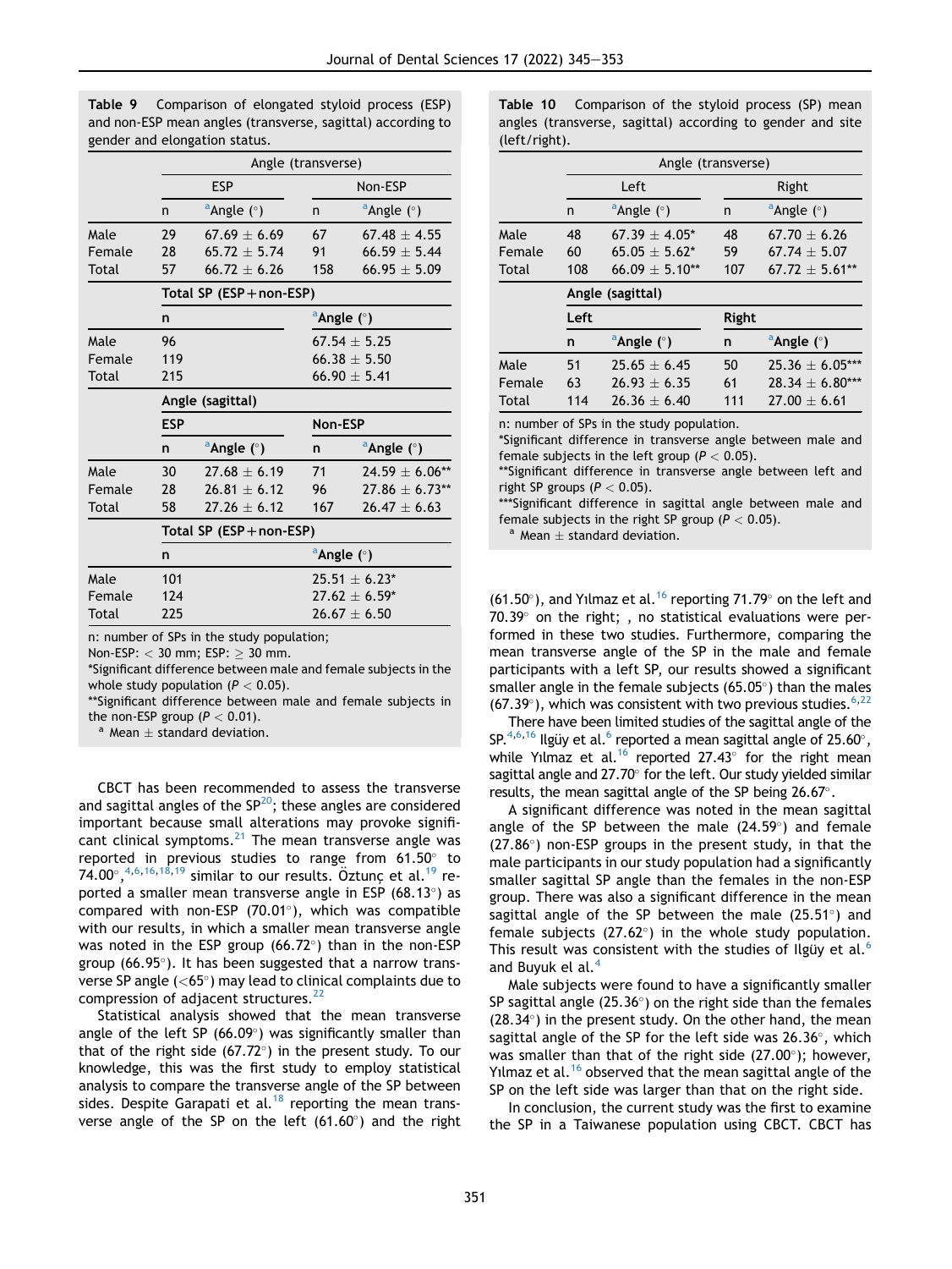**Table 9** Comparison of elongated styloid process (ESP) and non-ESP mean angles (transverse, sagittal) according to gender and elongation status.

| | Angle (transverse) | | | |
|---|---|---|---|---|
| | ESP | | Non-ESP | |
| | n | [a]Angle (°) | n | [a]Angle (°) |
| Male | 29 | 67.69 ± 6.69 | 67 | 67.48 ± 4.55 |
| Female | 28 | 65.72 ± 5.74 | 91 | 66.59 ± 5.44 |
| Total | 57 | 66.72 ± 6.26 | 158 | 66.95 ± 5.09 |
| | **Total SP (ESP+non-ESP)** | | | |
| | **n** | | **[a]Angle (°)** | |
| Male | 96 | | 67.54 ± 5.25 | |
| Female | 119 | | 66.38 ± 5.50 | |
| Total | 215 | | 66.90 ± 5.41 | |
| | **Angle (sagittal)** | | | |
| | **ESP** | | **Non-ESP** | |
| | **n** | **[a]Angle (°)** | **n** | **[a]Angle (°)** |
| Male | 30 | 27.68 ± 6.19 | 71 | 24.59 ± 6.06** |
| Female | 28 | 26.81 ± 6.12 | 96 | 27.86 ± 6.73** |
| Total | 58 | 27.26 ± 6.12 | 167 | 26.47 ± 6.63 |
| | **Total SP (ESP+non-ESP)** | | | |
| | **n** | | **[a]Angle (°)** | |
| Male | 101 | | 25.51 ± 6.23* | |
| Female | 124 | | 27.62 ± 6.59* | |
| Total | 225 | | 26.67 ± 6.50 | |

n: number of SPs in the study population;
Non-ESP: < 30 mm; ESP: ≥ 30 mm.
*Significant difference between male and female subjects in the whole study population ($P < 0.05$).
**Significant difference between male and female subjects in the non-ESP group ($P < 0.01$).
[a] Mean ± standard deviation.

CBCT has been recommended to assess the transverse and sagittal angles of the SP[20]; these angles are considered important because small alterations may provoke significant clinical symptoms.[21] The mean transverse angle was reported in previous studies to range from 61.50° to 74.00°,[4,6,16,18,19] similar to our results. Öztunç et al.[19] reported a smaller mean transverse angle in ESP (68.13°) as compared with non-ESP (70.01°), which was compatible with our results, in which a smaller mean transverse angle was noted in the ESP group (66.72°) than in the non-ESP group (66.95°). It has been suggested that a narrow transverse SP angle (<65°) may lead to clinical complaints due to compression of adjacent structures.[22]

Statistical analysis showed that the mean transverse angle of the left SP (66.09°) was significantly smaller than that of the right side (67.72°) in the present study. To our knowledge, this was the first study to employ statistical analysis to compare the transverse angle of the SP between sides. Despite Garapati et al.[18] reporting the mean transverse angle of the SP on the left (61.60°) and the right (61.50°), and Yılmaz et al.[16] reporting 71.79° on the left and 70.39° on the right; , no statistical evaluations were performed in these two studies. Furthermore, comparing the mean transverse angle of the SP in the male and female participants with a left SP, our results showed a significant smaller angle in the female subjects (65.05°) than the males (67.39°), which was consistent with two previous studies.[6,22]

**Table 10** Comparison of the styloid process (SP) mean angles (transverse, sagittal) according to gender and site (left/right).

| | Angle (transverse) | | | |
|---|---|---|---|---|
| | Left | | Right | |
| | n | [a]Angle (°) | n | [a]Angle (°) |
| Male | 48 | 67.39 ± 4.05* | 48 | 67.70 ± 6.26 |
| Female | 60 | 65.05 ± 5.62* | 59 | 67.74 ± 5.07 |
| Total | 108 | 66.09 ± 5.10** | 107 | 67.72 ± 5.61** |
| | **Angle (sagittal)** | | | |
| | **Left** | | **Right** | |
| | **n** | **[a]Angle (°)** | **n** | **[a]Angle (°)** |
| Male | 51 | 25.65 ± 6.45 | 50 | 25.36 ± 6.05*** |
| Female | 63 | 26.93 ± 6.35 | 61 | 28.34 ± 6.80*** |
| Total | 114 | 26.36 ± 6.40 | 111 | 27.00 ± 6.61 |

n: number of SPs in the study population.
*Significant difference in transverse angle between male and female subjects in the left group ($P < 0.05$).
**Significant difference in transverse angle between left and right SP groups ($P < 0.05$).
***Significant difference in sagittal angle between male and female subjects in the right SP group ($P < 0.05$).
[a] Mean ± standard deviation.

There have been limited studies of the sagittal angle of the SP.[4,6,16] Ilgüy et al.[6] reported a mean sagittal angle of 25.60°, while Yılmaz et al.[16] reported 27.43° for the right mean sagittal angle and 27.70° for the left. Our study yielded similar results, the mean sagittal angle of the SP being 26.67°.

A significant difference was noted in the mean sagittal angle of the SP between the male (24.59°) and female (27.86°) non-ESP groups in the present study, in that the male participants in our study population had a significantly smaller sagittal SP angle than the females in the non-ESP group. There was also a significant difference in the mean sagittal angle of the SP between the male (25.51°) and female subjects (27.62°) in the whole study population. This result was consistent with the studies of Ilgüy et al.[6] and Buyuk el al.[4]

Male subjects were found to have a significantly smaller SP sagittal angle (25.36°) on the right side than the females (28.34°) in the present study. On the other hand, the mean sagittal angle of the SP for the left side was 26.36°, which was smaller than that of the right side (27.00°); however, Yılmaz et al.[16] observed that the mean sagittal angle of the SP on the left side was larger than that on the right side.

In conclusion, the current study was the first to examine the SP in a Taiwanese population using CBCT. CBCT has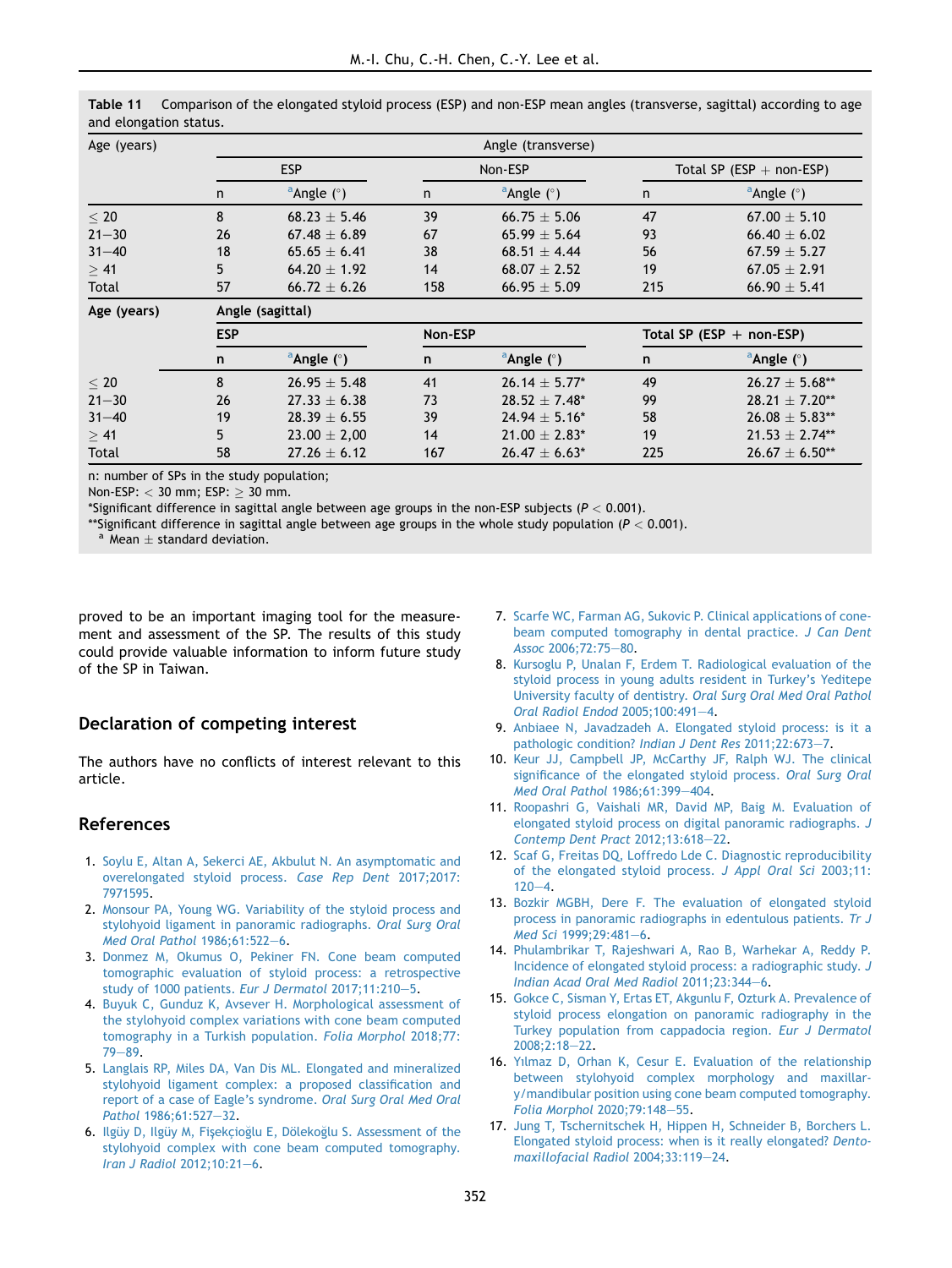**Table 11** Comparison of the elongated styloid process (ESP) and non-ESP mean angles (transverse, sagittal) according to age and elongation status.

| Age (years) | Angle (transverse) | | | | | |
|---|---|---|---|---|---|---|
| | ESP | | Non-ESP | | Total SP (ESP + non-ESP) | |
| | n | [a]Angle (°) | n | [a]Angle (°) | n | [a]Angle (°) |
| ≤ 20 | 8 | 68.23 ± 5.46 | 39 | 66.75 ± 5.06 | 47 | 67.00 ± 5.10 |
| 21–30 | 26 | 67.48 ± 6.89 | 67 | 65.99 ± 5.64 | 93 | 66.40 ± 6.02 |
| 31–40 | 18 | 65.65 ± 6.41 | 38 | 68.51 ± 4.44 | 56 | 67.59 ± 5.27 |
| ≥ 41 | 5 | 64.20 ± 1.92 | 14 | 68.07 ± 2.52 | 19 | 67.05 ± 2.91 |
| Total | 57 | 66.72 ± 6.26 | 158 | 66.95 ± 5.09 | 215 | 66.90 ± 5.41 |
| **Age (years)** | **Angle (sagittal)** | | | | | |
| | **ESP** | | **Non-ESP** | | **Total SP (ESP + non-ESP)** | |
| | **n** | **[a]Angle (°)** | **n** | **[a]Angle (°)** | **n** | **[a]Angle (°)** |
| ≤ 20 | 8 | 26.95 ± 5.48 | 41 | 26.14 ± 5.77* | 49 | 26.27 ± 5.68** |
| 21–30 | 26 | 27.33 ± 6.38 | 73 | 28.52 ± 7.48* | 99 | 28.21 ± 7.20** |
| 31–40 | 19 | 28.39 ± 6.55 | 39 | 24.94 ± 5.16* | 58 | 26.08 ± 5.83** |
| ≥ 41 | 5 | 23.00 ± 2,00 | 14 | 21.00 ± 2.83* | 19 | 21.53 ± 2.74** |
| Total | 58 | 27.26 ± 6.12 | 167 | 26.47 ± 6.63* | 225 | 26.67 ± 6.50** |

n: number of SPs in the study population;
Non-ESP: < 30 mm; ESP: ≥ 30 mm.
*Significant difference in sagittal angle between age groups in the non-ESP subjects ($P < 0.001$).
**Significant difference in sagittal angle between age groups in the whole study population ($P < 0.001$).
[a] Mean ± standard deviation.

proved to be an important imaging tool for the measurement and assessment of the SP. The results of this study could provide valuable information to inform future study of the SP in Taiwan.

## Declaration of competing interest

The authors have no conflicts of interest relevant to this article.

## References

1. Soylu E, Altan A, Sekerci AE, Akbulut N. An asymptomatic and overelongated styloid process. *Case Rep Dent* 2017;2017:7971595.
2. Monsour PA, Young WG. Variability of the styloid process and stylohyoid ligament in panoramic radiographs. *Oral Surg Oral Med Oral Pathol* 1986;61:522–6.
3. Donmez M, Okumus O, Pekiner FN. Cone beam computed tomographic evaluation of styloid process: a retrospective study of 1000 patients. *Eur J Dermatol* 2017;11:210–5.
4. Buyuk C, Gunduz K, Avsever H. Morphological assessment of the stylohyoid complex variations with cone beam computed tomography in a Turkish population. *Folia Morphol* 2018;77:79–89.
5. Langlais RP, Miles DA, Van Dis ML. Elongated and mineralized stylohyoid ligament complex: a proposed classification and report of a case of Eagle's syndrome. *Oral Surg Oral Med Oral Pathol* 1986;61:527–32.
6. Ilgüy D, Ilgüy M, Fişekçioğlu E, Dölekoğlu S. Assessment of the stylohyoid complex with cone beam computed tomography. *Iran J Radiol* 2012;10:21–6.
7. Scarfe WC, Farman AG, Sukovic P. Clinical applications of cone-beam computed tomography in dental practice. *J Can Dent Assoc* 2006;72:75–80.
8. Kursoglu P, Unalan F, Erdem T. Radiological evaluation of the styloid process in young adults resident in Turkey's Yeditepe University faculty of dentistry. *Oral Surg Oral Med Oral Pathol Oral Radiol Endod* 2005;100:491–4.
9. Anbiaee N, Javadzadeh A. Elongated styloid process: is it a pathologic condition? *Indian J Dent Res* 2011;22:673–7.
10. Keur JJ, Campbell JP, McCarthy JF, Ralph WJ. The clinical significance of the elongated styloid process. *Oral Surg Oral Med Oral Pathol* 1986;61:399–404.
11. Roopashri G, Vaishali MR, David MP, Baig M. Evaluation of elongated styloid process on digital panoramic radiographs. *J Contemp Dent Pract* 2012;13:618–22.
12. Scaf G, Freitas DQ, Loffredo Lde C. Diagnostic reproducibility of the elongated styloid process. *J Appl Oral Sci* 2003;11:120–4.
13. Bozkir MGBH, Dere F. The evaluation of elongated styloid process in panoramic radiographs in edentulous patients. *Tr J Med Sci* 1999;29:481–6.
14. Phulambrikar T, Rajeshwari A, Rao B, Warhekar A, Reddy P. Incidence of elongated styloid process: a radiographic study. *J Indian Acad Oral Med Radiol* 2011;23:344–6.
15. Gokce C, Sisman Y, Ertas ET, Akgunlu F, Ozturk A. Prevalence of styloid process elongation on panoramic radiography in the Turkey population from cappadocia region. *Eur J Dermatol* 2008;2:18–22.
16. Yılmaz D, Orhan K, Cesur E. Evaluation of the relationship between stylohyoid complex morphology and maxillary/mandibular position using cone beam computed tomography. *Folia Morphol* 2020;79:148–55.
17. Jung T, Tschernitschek H, Hippen H, Schneider B, Borchers L. Elongated styloid process: when is it really elongated? *Dentomaxillofacial Radiol* 2004;33:119–24.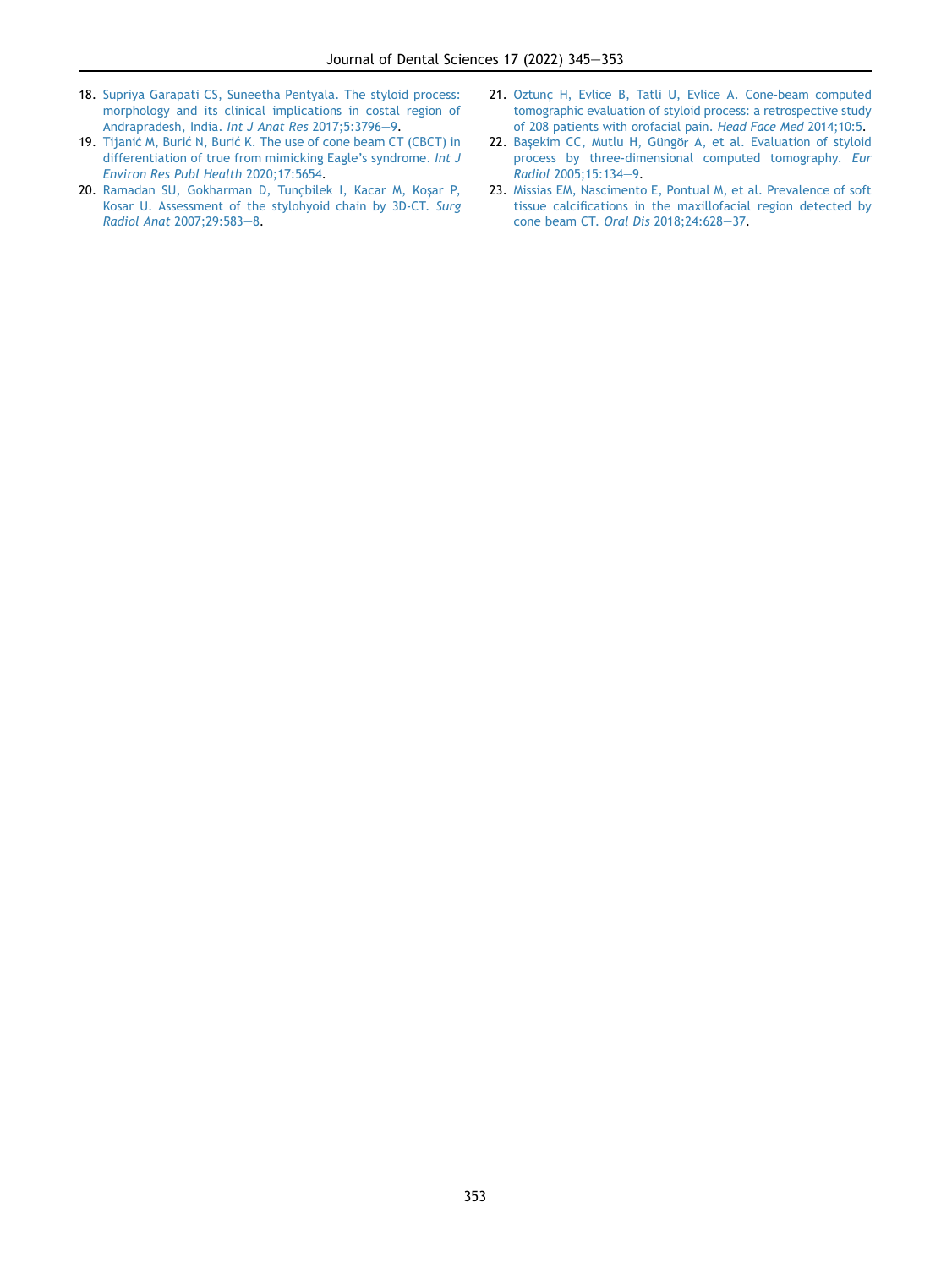18. Supriya Garapati CS, Suneetha Pentyala. The styloid process: morphology and its clinical implications in costal region of Andrapradesh, India. *Int J Anat Res* 2017;5:3796–9.
19. Tijanić M, Burić N, Burić K. The use of cone beam CT (CBCT) in differentiation of true from mimicking Eagle's syndrome. *Int J Environ Res Publ Health* 2020;17:5654.
20. Ramadan SU, Gokharman D, Tunçbilek I, Kacar M, Koşar P, Kosar U. Assessment of the stylohyoid chain by 3D-CT. *Surg Radiol Anat* 2007;29:583–8.
21. Oztunç H, Evlice B, Tatli U, Evlice A. Cone-beam computed tomographic evaluation of styloid process: a retrospective study of 208 patients with orofacial pain. *Head Face Med* 2014;10:5.
22. Başekim CC, Mutlu H, Güngör A, et al. Evaluation of styloid process by three-dimensional computed tomography. *Eur Radiol* 2005;15:134–9.
23. Missias EM, Nascimento E, Pontual M, et al. Prevalence of soft tissue calcifications in the maxillofacial region detected by cone beam CT. *Oral Dis* 2018;24:628–37.